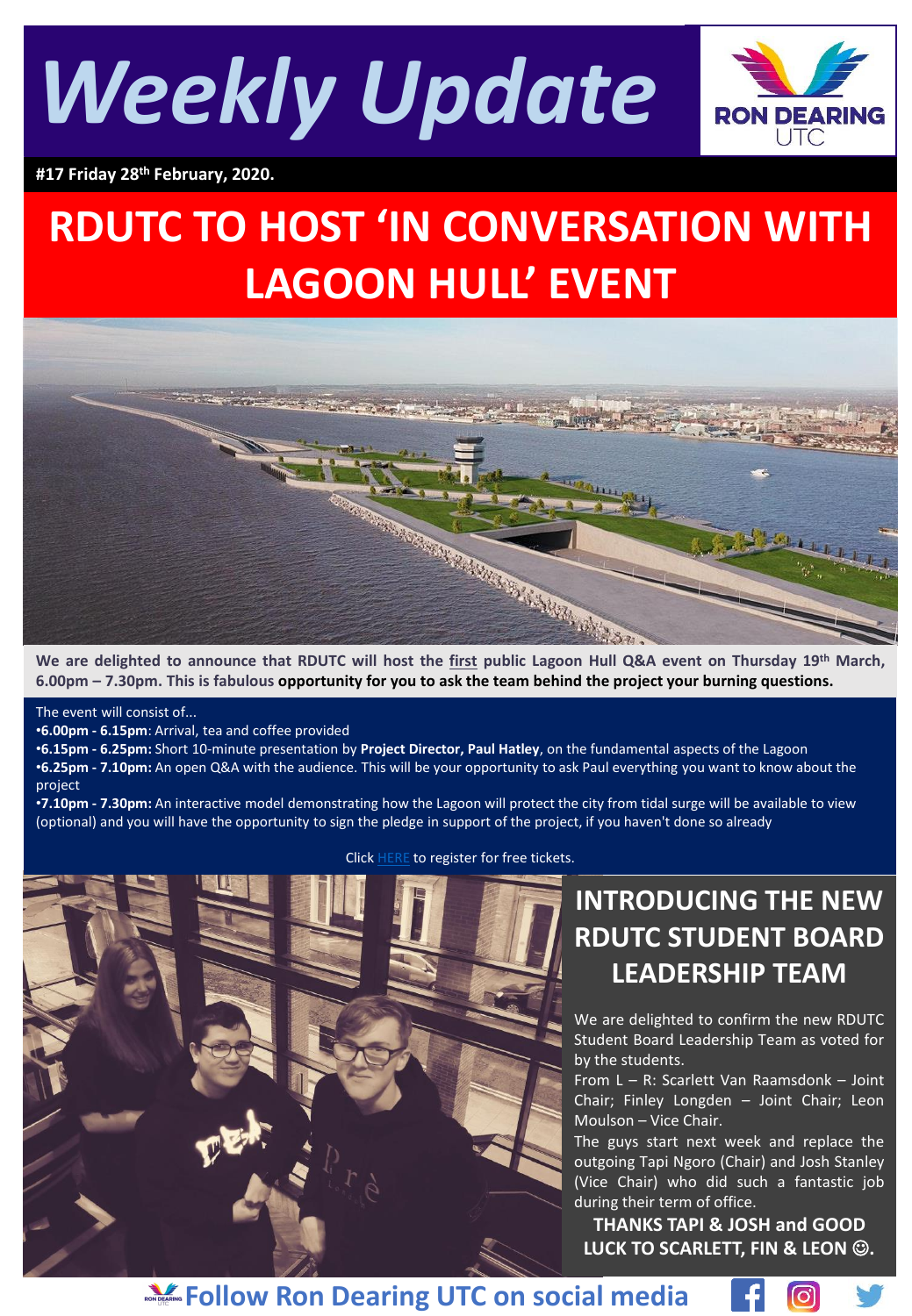# Weekly Update

RON DEARING UTC

**#17 Friday 28th February, 2020.**

# RDUTC TO HOST 'IN CONVERSATION WITH LAGOON HULL' EVENT

**We are delighted to announce that RDUTC will host the first public Lagoon Hull Q&A event on Thursday 19th March, 6.00pm – 7.30pm. This is fabulous opportunity for you to ask the team behind the project your burning questions.**

The event will consist of...

- **6.00pm - 6.15pm**: Arrival, tea and coffee provided
- **6.15pm - 6.25pm:** Short 10-minute presentation by **Project Director, Paul Hatley**, on the fundamental aspects of the Lagoon
- **6.25pm - 7.10pm:** An open Q&A with the audience. This will be your opportunity to ask Paul everything you want to know about the project
- **7.10pm - 7.30pm:** An interactive model demonstrating how the Lagoon will protect the city from tidal surge will be available to view (optional) and you will have the opportunity to sign the pledge in support of the project, if you haven't done so already

Click HERE to register for free tickets.

## INTRODUCING THE NEW RDUTC STUDENT BOARD LEADERSHIP TEAM

We are delighted to confirm the new RDUTC Student Board Leadership Team as voted for by the students.

From L – R: Scarlett Van Raamsdonk – Joint Chair; Finley Longden – Joint Chair; Leon Moulson – Vice Chair.

The guys start next week and replace the outgoing Tapi Ngoro (Chair) and Josh Stanley (Vice Chair) who did such a fantastic job during their term of office.

**THANKS TAPI & JOSH and GOOD LUCK TO SCARLETT, FIN & LEON ☺.**

**Follow Ron Dearing UTC on social media**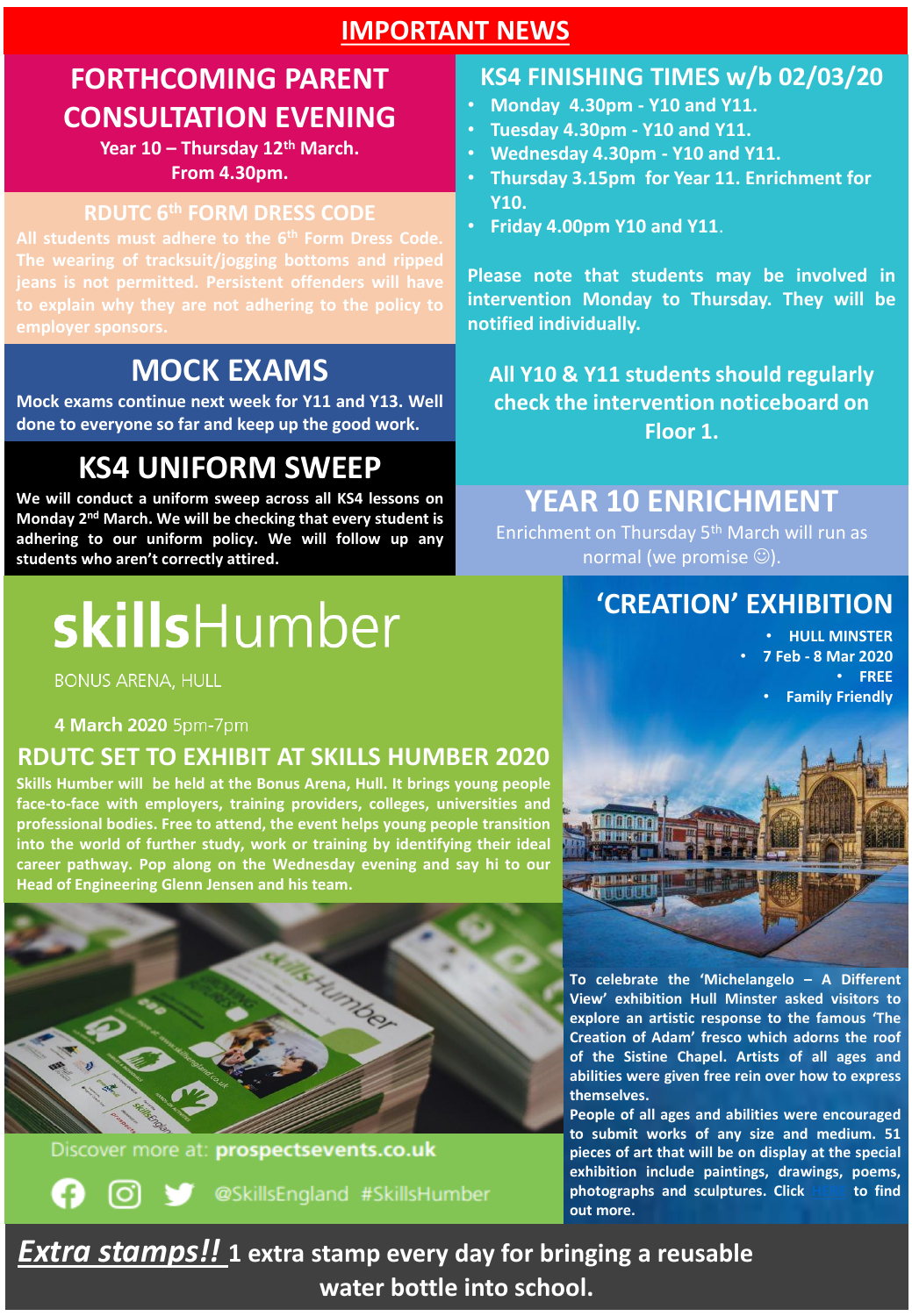# IMPORTANT NEWS

## FORTHCOMING PARENT CONSULTATION EVENING

**Year 10 – Thursday 12th March.**
**From 4.30pm.**

## RDUTC 6th FORM DRESS CODE

All students must adhere to the 6th Form Dress Code. The wearing of tracksuit/jogging bottoms and ripped jeans is not permitted. Persistent offenders will have to explain why they are not adhering to the policy to employer sponsors.

## MOCK EXAMS

**Mock exams continue next week for Y11 and Y13. Well done to everyone so far and keep up the good work.**

## KS4 UNIFORM SWEEP

**We will conduct a uniform sweep across all KS4 lessons on Monday 2nd March. We will be checking that every student is adhering to our uniform policy. We will follow up any students who aren't correctly attired.**

## KS4 FINISHING TIMES w/b 02/03/20

- **Monday 4.30pm - Y10 and Y11.**
- **Tuesday 4.30pm - Y10 and Y11.**
- **Wednesday 4.30pm - Y10 and Y11.**
- **Thursday 3.15pm for Year 11. Enrichment for Y10.**
- **Friday 4.00pm Y10 and Y11.**

**Please note that students may be involved in intervention Monday to Thursday. They will be notified individually.**

**All Y10 & Y11 students should regularly check the intervention noticeboard on Floor 1.**

## YEAR 10 ENRICHMENT

Enrichment on Thursday 5th March will run as normal (we promise ☺).

## skillsHumber

BONUS ARENA, HULL

4 March 2020 5pm-7pm

## RDUTC SET TO EXHIBIT AT SKILLS HUMBER 2020

**Skills Humber will be held at the Bonus Arena, Hull. It brings young people face-to-face with employers, training providers, colleges, universities and professional bodies. Free to attend, the event helps young people transition into the world of further study, work or training by identifying their ideal career pathway. Pop along on the Wednesday evening and say hi to our Head of Engineering Glenn Jensen and his team.**

Discover more at: **prospectsevents.co.uk**

@SkillsEngland #SkillsHumber

## 'CREATION' EXHIBITION

- **HULL MINSTER**
- **7 Feb - 8 Mar 2020**
- **FREE**
- **Family Friendly**

**To celebrate the 'Michelangelo – A Different View' exhibition Hull Minster asked visitors to explore an artistic response to the famous 'The Creation of Adam' fresco which adorns the roof of the Sistine Chapel. Artists of all ages and abilities were given free rein over how to express themselves.**

**People of all ages and abilities were encouraged to submit works of any size and medium. 51 pieces of art that will be on display at the special exhibition include paintings, drawings, poems, photographs and sculptures. Click HERE to find out more.**

***Extra stamps!!*** **1 extra stamp every day for bringing a reusable water bottle into school.**